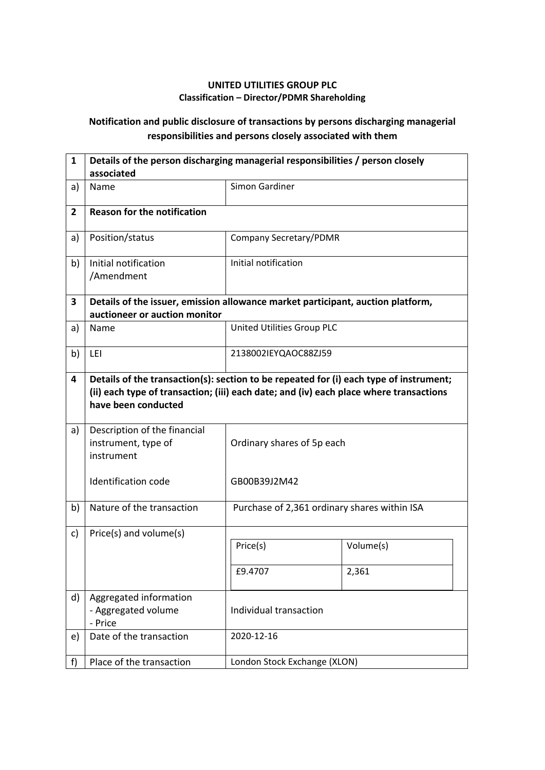**UNITED UTILITIES GROUP PLC**
**Classification – Director/PDMR Shareholding**

**Notification and public disclosure of transactions by persons discharging managerial responsibilities and persons closely associated with them**

| | | |
|---|---|---|
| **1** | **Details of the person discharging managerial responsibilities / person closely associated** | |
| a) | Name | Simon Gardiner |
| **2** | **Reason for the notification** | |
| a) | Position/status | Company Secretary/PDMR |
| b) | Initial notification /Amendment | Initial notification |
| **3** | **Details of the issuer, emission allowance market participant, auction platform, auctioneer or auction monitor** | |
| a) | Name | United Utilities Group PLC |
| b) | LEI | 2138002IEYQAOC88ZJ59 |
| **4** | **Details of the transaction(s): section to be repeated for (i) each type of instrument; (ii) each type of transaction; (iii) each date; and (iv) each place where transactions have been conducted** | |
| a) | Description of the financial instrument, type of instrument<br><br>Identification code | Ordinary shares of 5p each<br><br>GB00B39J2M42 |
| b) | Nature of the transaction | Purchase of 2,361 ordinary shares within ISA |
| c) | Price(s) and volume(s) | Price(s): £9.4707 — Volume(s): 2,361 |
| d) | Aggregated information<br>- Aggregated volume<br>- Price | Individual transaction |
| e) | Date of the transaction | 2020-12-16 |
| f) | Place of the transaction | London Stock Exchange (XLON) |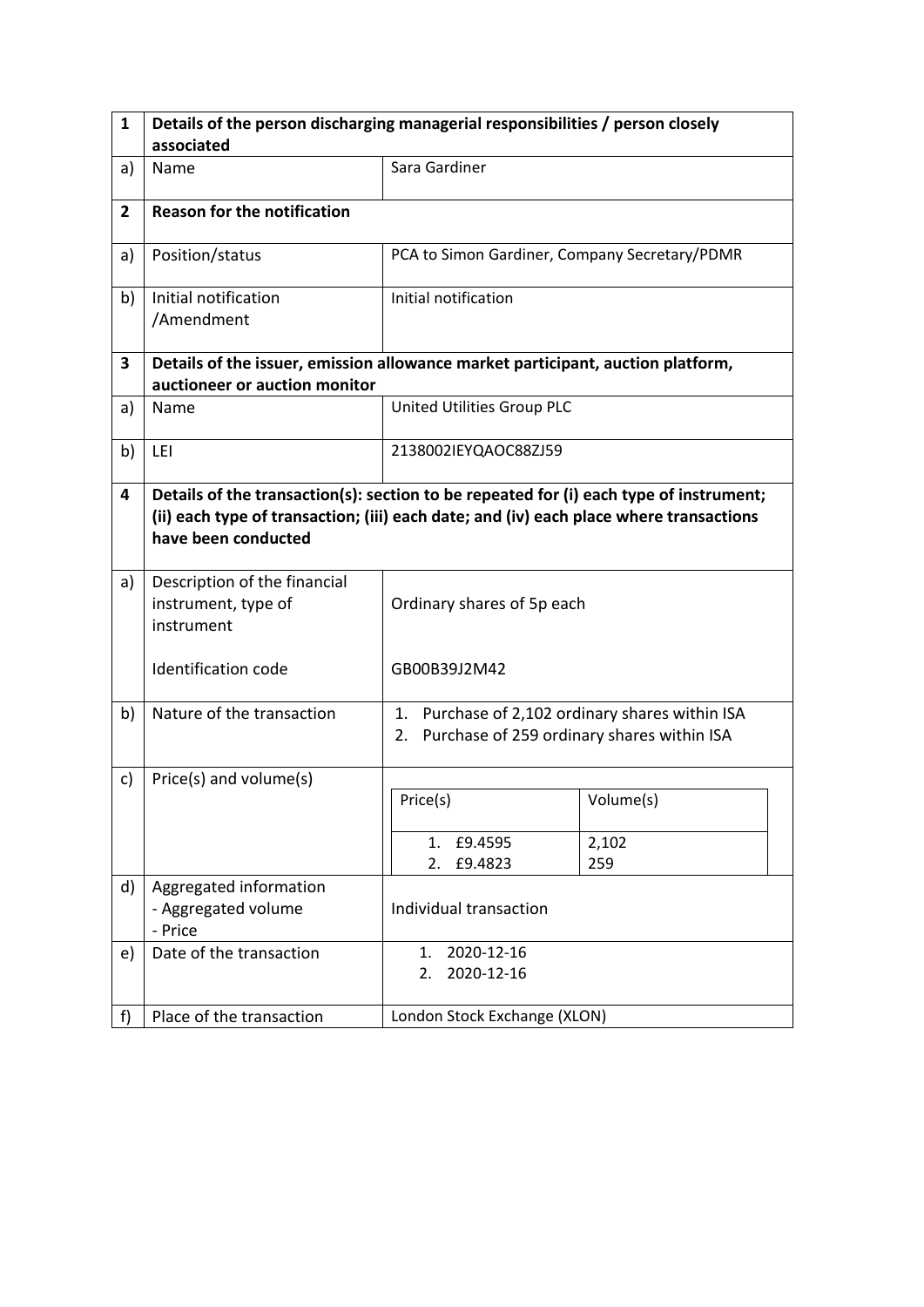| | | | |
|---|---|---|---|
| **1** | **Details of the person discharging managerial responsibilities / person closely associated** | | |
| a) | Name | Sara Gardiner | |
| **2** | **Reason for the notification** | | |
| a) | Position/status | PCA to Simon Gardiner, Company Secretary/PDMR | |
| b) | Initial notification /Amendment | Initial notification | |
| **3** | **Details of the issuer, emission allowance market participant, auction platform, auctioneer or auction monitor** | | |
| a) | Name | United Utilities Group PLC | |
| b) | LEI | 2138002IEYQAOC88ZJ59 | |
| **4** | **Details of the transaction(s): section to be repeated for (i) each type of instrument; (ii) each type of transaction; (iii) each date; and (iv) each place where transactions have been conducted** | | |
| a) | Description of the financial instrument, type of instrument<br><br>Identification code | Ordinary shares of 5p each<br><br>GB00B39J2M42 | |
| b) | Nature of the transaction | 1. Purchase of 2,102 ordinary shares within ISA<br>2. Purchase of 259 ordinary shares within ISA | |
| c) | Price(s) and volume(s) | Price(s) | Volume(s) |
| | | 1. £9.4595<br>2. £9.4823 | 2,102<br>259 |
| d) | Aggregated information<br>- Aggregated volume<br>- Price | Individual transaction | |
| e) | Date of the transaction | 1. 2020-12-16<br>2. 2020-12-16 | |
| f) | Place of the transaction | London Stock Exchange (XLON) | |